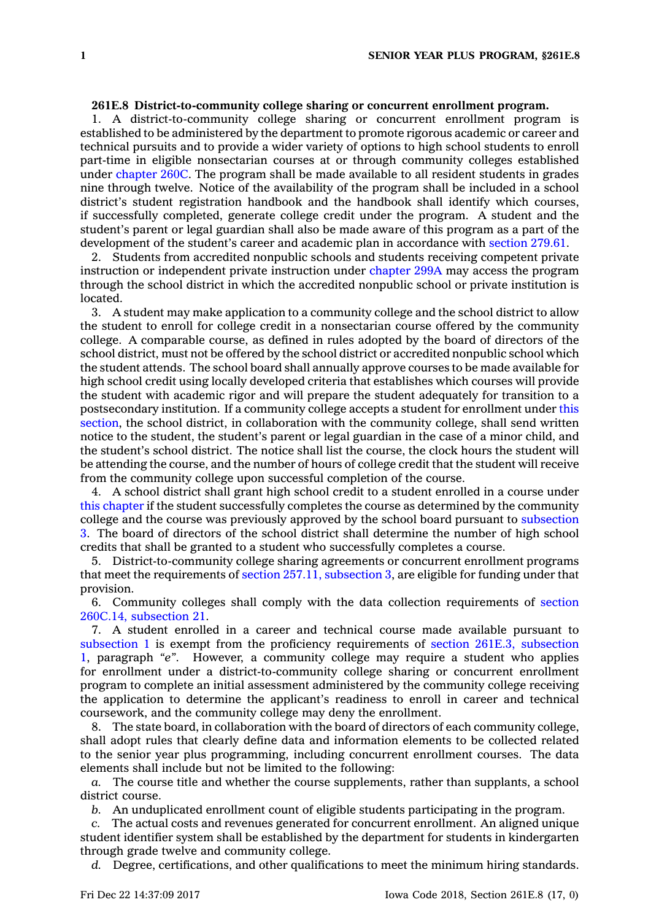**261E.8 District-to-community college sharing or concurrent enrollment program.**

1. A district-to-community college sharing or concurrent enrollment program is established to be administered by the department to promote rigorous academic or career and technical pursuits and to provide a wider variety of options to high school students to enroll part-time in eligible nonsectarian courses at or through community colleges established under chapter 260C. The program shall be made available to all resident students in grades nine through twelve. Notice of the availability of the program shall be included in a school district's student registration handbook and the handbook shall identify which courses, if successfully completed, generate college credit under the program. A student and the student's parent or legal guardian shall also be made aware of this program as a part of the development of the student's career and academic plan in accordance with section 279.61.

2. Students from accredited nonpublic schools and students receiving competent private instruction or independent private instruction under chapter 299A may access the program through the school district in which the accredited nonpublic school or private institution is located.

3. A student may make application to a community college and the school district to allow the student to enroll for college credit in a nonsectarian course offered by the community college. A comparable course, as defined in rules adopted by the board of directors of the school district, must not be offered by the school district or accredited nonpublic school which the student attends. The school board shall annually approve courses to be made available for high school credit using locally developed criteria that establishes which courses will provide the student with academic rigor and will prepare the student adequately for transition to a postsecondary institution. If a community college accepts a student for enrollment under this section, the school district, in collaboration with the community college, shall send written notice to the student, the student's parent or legal guardian in the case of a minor child, and the student's school district. The notice shall list the course, the clock hours the student will be attending the course, and the number of hours of college credit that the student will receive from the community college upon successful completion of the course.

4. A school district shall grant high school credit to a student enrolled in a course under this chapter if the student successfully completes the course as determined by the community college and the course was previously approved by the school board pursuant to subsection 3. The board of directors of the school district shall determine the number of high school credits that shall be granted to a student who successfully completes a course.

5. District-to-community college sharing agreements or concurrent enrollment programs that meet the requirements of section 257.11, subsection 3, are eligible for funding under that provision.

6. Community colleges shall comply with the data collection requirements of section 260C.14, subsection 21.

7. A student enrolled in a career and technical course made available pursuant to subsection 1 is exempt from the proficiency requirements of section 261E.3, subsection 1, paragraph "*e*". However, a community college may require a student who applies for enrollment under a district-to-community college sharing or concurrent enrollment program to complete an initial assessment administered by the community college receiving the application to determine the applicant's readiness to enroll in career and technical coursework, and the community college may deny the enrollment.

8. The state board, in collaboration with the board of directors of each community college, shall adopt rules that clearly define data and information elements to be collected related to the senior year plus programming, including concurrent enrollment courses. The data elements shall include but not be limited to the following:

*a.* The course title and whether the course supplements, rather than supplants, a school district course.

*b.* An unduplicated enrollment count of eligible students participating in the program.

*c.* The actual costs and revenues generated for concurrent enrollment. An aligned unique student identifier system shall be established by the department for students in kindergarten through grade twelve and community college.

*d.* Degree, certifications, and other qualifications to meet the minimum hiring standards.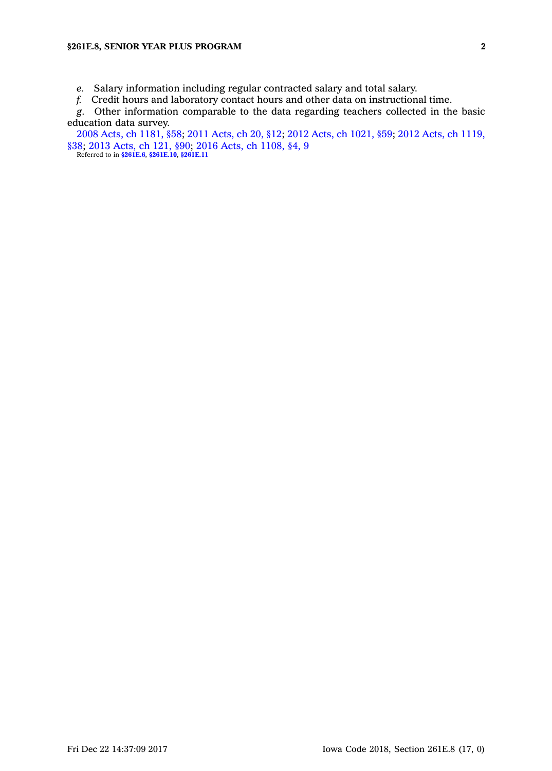*e.* Salary information including regular contracted salary and total salary.

*f.* Credit hours and laboratory contact hours and other data on instructional time.

*g.* Other information comparable to the data regarding teachers collected in the basic education data survey.

2008 Acts, ch 1181, §58; 2011 Acts, ch 20, §12; 2012 Acts, ch 1021, §59; 2012 Acts, ch 1119, §38; 2013 Acts, ch 121, §90; 2016 Acts, ch 1108, §4, 9

Referred to in **§261E.6**, **§261E.10**, **§261E.11**